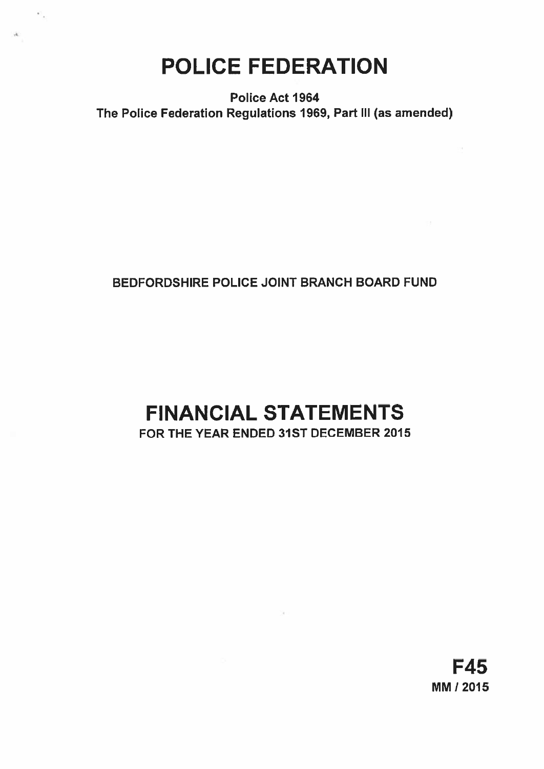# POLICE FEDERATION

**Police Act 1964**
**The Police Federation Regulations 1969, Part III (as amended)**

**BEDFORDSHIRE POLICE JOINT BRANCH BOARD FUND**

# FINANCIAL STATEMENTS

**FOR THE YEAR ENDED 31ST DECEMBER 2015**

**F45**
**MM / 2015**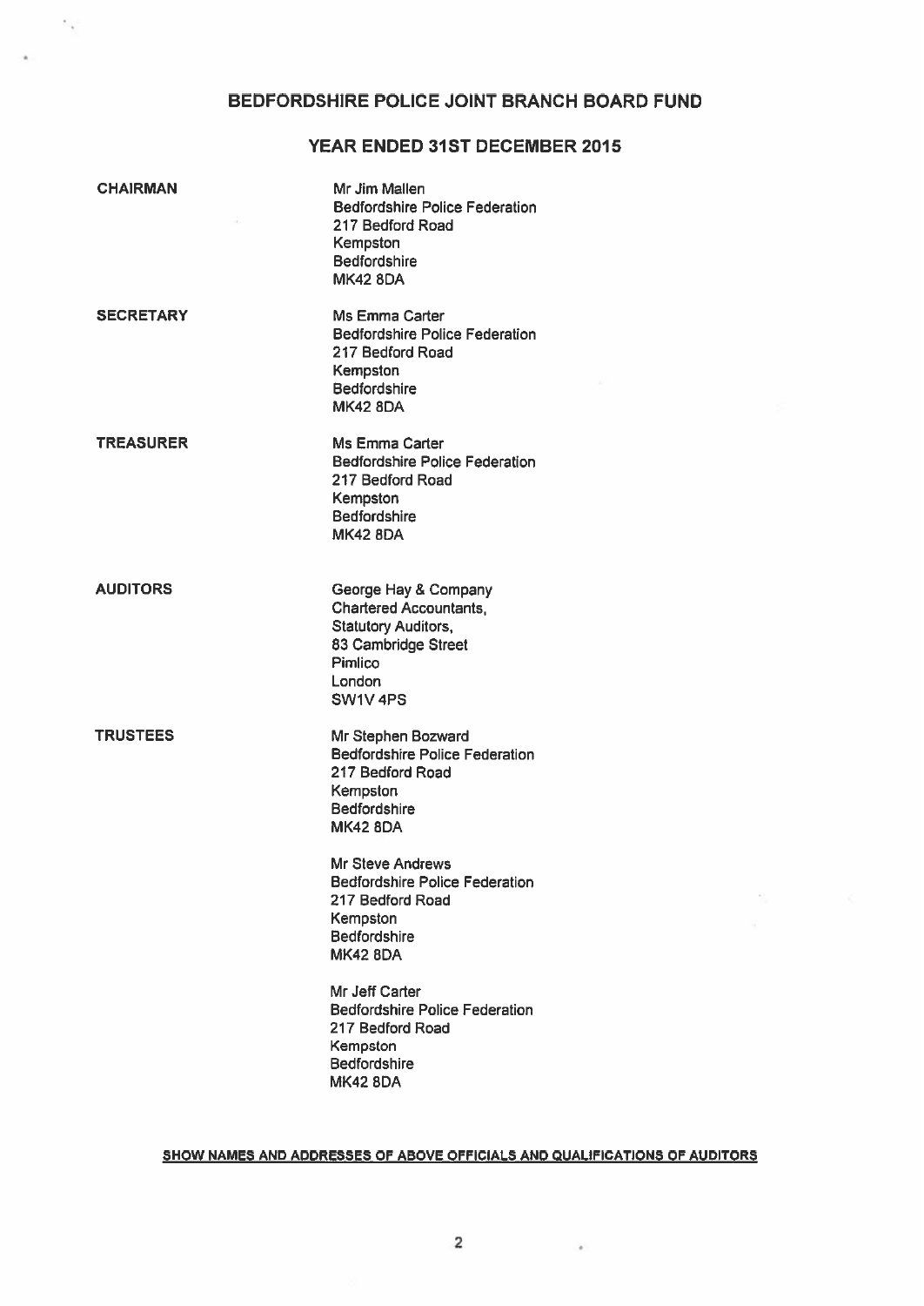# BEDFORDSHIRE POLICE JOINT BRANCH BOARD FUND

## YEAR ENDED 31ST DECEMBER 2015

**CHAIRMAN**

Mr Jim Mallen
Bedfordshire Police Federation
217 Bedford Road
Kempston
Bedfordshire
MK42 8DA

**SECRETARY**

Ms Emma Carter
Bedfordshire Police Federation
217 Bedford Road
Kempston
Bedfordshire
MK42 8DA

**TREASURER**

Ms Emma Carter
Bedfordshire Police Federation
217 Bedford Road
Kempston
Bedfordshire
MK42 8DA

**AUDITORS**

George Hay & Company
Chartered Accountants,
Statutory Auditors,
83 Cambridge Street
Pimlico
London
SW1V 4PS

**TRUSTEES**

Mr Stephen Bozward
Bedfordshire Police Federation
217 Bedford Road
Kempston
Bedfordshire
MK42 8DA

Mr Steve Andrews
Bedfordshire Police Federation
217 Bedford Road
Kempston
Bedfordshire
MK42 8DA

Mr Jeff Carter
Bedfordshire Police Federation
217 Bedford Road
Kempston
Bedfordshire
MK42 8DA

**SHOW NAMES AND ADDRESSES OF ABOVE OFFICIALS AND QUALIFICATIONS OF AUDITORS**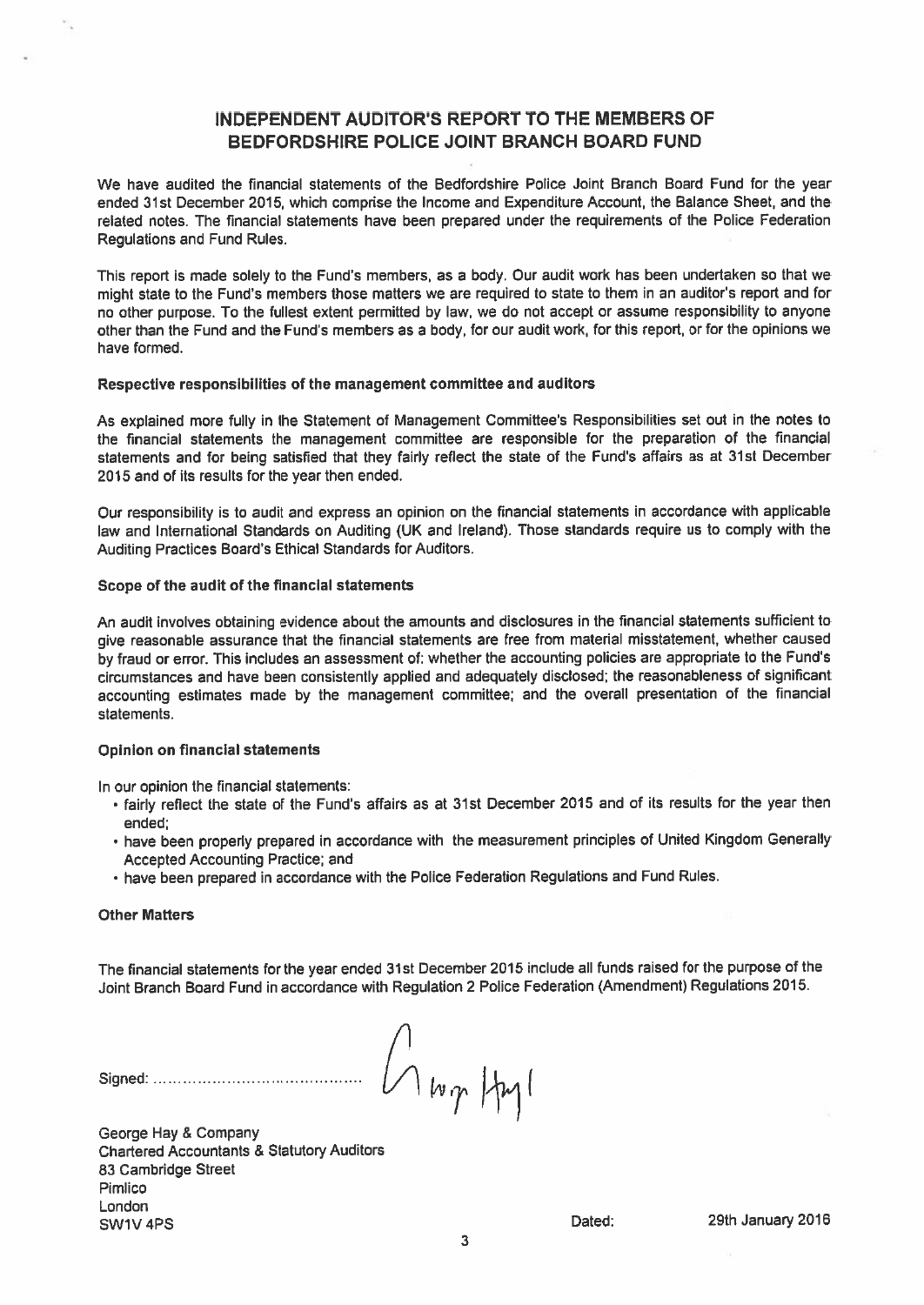# INDEPENDENT AUDITOR'S REPORT TO THE MEMBERS OF BEDFORDSHIRE POLICE JOINT BRANCH BOARD FUND

We have audited the financial statements of the Bedfordshire Police Joint Branch Board Fund for the year ended 31st December 2015, which comprise the Income and Expenditure Account, the Balance Sheet, and the related notes. The financial statements have been prepared under the requirements of the Police Federation Regulations and Fund Rules.

This report is made solely to the Fund's members, as a body. Our audit work has been undertaken so that we might state to the Fund's members those matters we are required to state to them in an auditor's report and for no other purpose. To the fullest extent permitted by law, we do not accept or assume responsibility to anyone other than the Fund and the Fund's members as a body, for our audit work, for this report, or for the opinions we have formed.

### Respective responsibilities of the management committee and auditors

As explained more fully in the Statement of Management Committee's Responsibilities set out in the notes to the financial statements the management committee are responsible for the preparation of the financial statements and for being satisfied that they fairly reflect the state of the Fund's affairs as at 31st December 2015 and of its results for the year then ended.

Our responsibility is to audit and express an opinion on the financial statements in accordance with applicable law and International Standards on Auditing (UK and Ireland). Those standards require us to comply with the Auditing Practices Board's Ethical Standards for Auditors.

### Scope of the audit of the financial statements

An audit involves obtaining evidence about the amounts and disclosures in the financial statements sufficient to give reasonable assurance that the financial statements are free from material misstatement, whether caused by fraud or error. This includes an assessment of: whether the accounting policies are appropriate to the Fund's circumstances and have been consistently applied and adequately disclosed; the reasonableness of significant accounting estimates made by the management committee; and the overall presentation of the financial statements.

### Opinion on financial statements

In our opinion the financial statements:

- fairly reflect the state of the Fund's affairs as at 31st December 2015 and of its results for the year then ended;
- have been properly prepared in accordance with the measurement principles of United Kingdom Generally Accepted Accounting Practice; and
- have been prepared in accordance with the Police Federation Regulations and Fund Rules.

### Other Matters

The financial statements for the year ended 31st December 2015 include all funds raised for the purpose of the Joint Branch Board Fund in accordance with Regulation 2 Police Federation (Amendment) Regulations 2015.

Signed: .......................................... George Hay

George Hay & Company
Chartered Accountants & Statutory Auditors
83 Cambridge Street
Pimlico
London
SW1V 4PS

Dated: 29th January 2016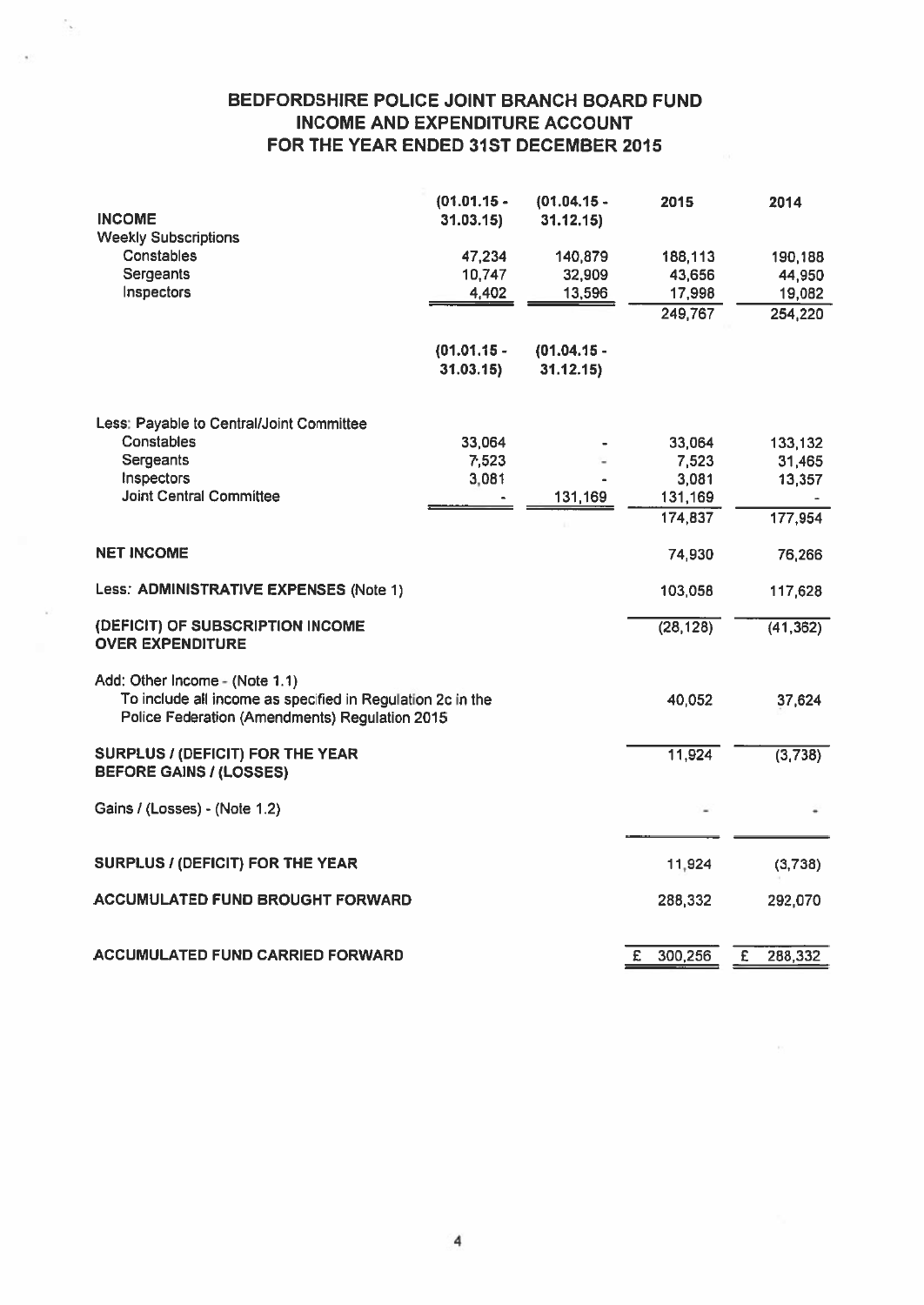# BEDFORDSHIRE POLICE JOINT BRANCH BOARD FUND
# INCOME AND EXPENDITURE ACCOUNT
# FOR THE YEAR ENDED 31ST DECEMBER 2015

| | (01.01.15 - 31.03.15) | (01.04.15 - 31.12.15) | 2015 | 2014 |
|---|---|---|---|---|
| **INCOME** | | | | |
| Weekly Subscriptions | | | | |
| Constables | 47,234 | 140,879 | 188,113 | 190,188 |
| Sergeants | 10,747 | 32,909 | 43,656 | 44,950 |
| Inspectors | 4,402 | 13,596 | 17,998 | 19,082 |
| | | | 249,767 | 254,220 |
| | (01.01.15 - 31.03.15) | (01.04.15 - 31.12.15) | | |
| Less: Payable to Central/Joint Committee | | | | |
| Constables | 33,064 | - | 33,064 | 133,132 |
| Sergeants | 7,523 | - | 7,523 | 31,465 |
| Inspectors | 3,081 | - | 3,081 | 13,357 |
| Joint Central Committee | - | 131,169 | 131,169 | - |
| | | | 174,837 | 177,954 |
| **NET INCOME** | | | 74,930 | 76,266 |
| Less: **ADMINISTRATIVE EXPENSES** (Note 1) | | | 103,058 | 117,628 |
| **(DEFICIT) OF SUBSCRIPTION INCOME OVER EXPENDITURE** | | | (28,128) | (41,362) |
| Add: Other Income - (Note 1.1) To include all income as specified in Regulation 2c in the Police Federation (Amendments) Regulation 2015 | | | 40,052 | 37,624 |
| **SURPLUS / (DEFICIT) FOR THE YEAR BEFORE GAINS / (LOSSES)** | | | 11,924 | (3,738) |
| Gains / (Losses) - (Note 1.2) | | | - | - |
| **SURPLUS / (DEFICIT) FOR THE YEAR** | | | 11,924 | (3,738) |
| **ACCUMULATED FUND BROUGHT FORWARD** | | | 288,332 | 292,070 |
| **ACCUMULATED FUND CARRIED FORWARD** | | | £ 300,256 | £ 288,332 |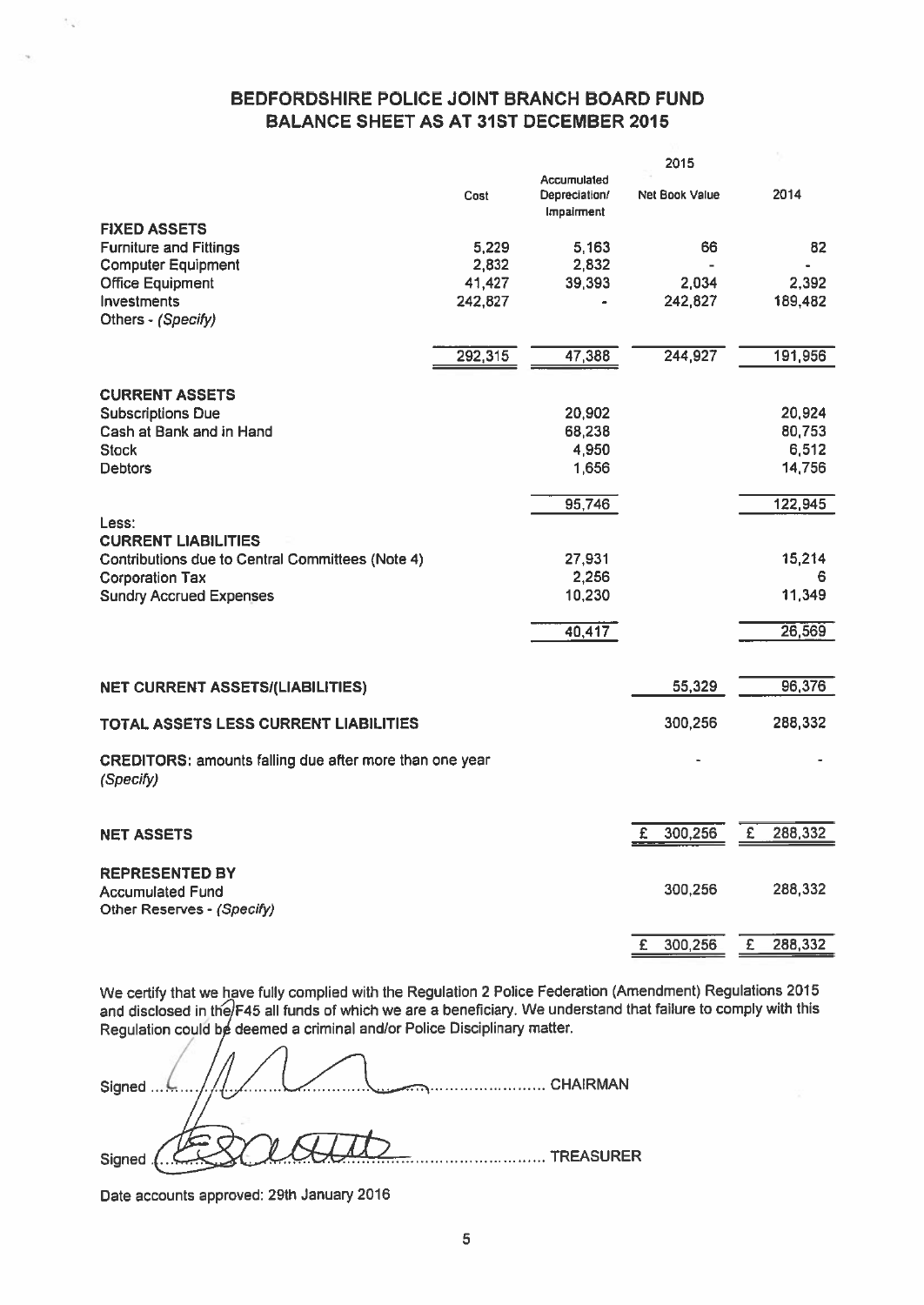# BEDFORDSHIRE POLICE JOINT BRANCH BOARD FUND
## BALANCE SHEET AS AT 31ST DECEMBER 2015

| | Cost | Accumulated Depreciation/ Impairment | 2015 Net Book Value | 2014 |
|---|---|---|---|---|
| **FIXED ASSETS** | | | | |
| Furniture and Fittings | 5,229 | 5,163 | 66 | 82 |
| Computer Equipment | 2,832 | 2,832 | - | - |
| Office Equipment | 41,427 | 39,393 | 2,034 | 2,392 |
| Investments | 242,827 | - | 242,827 | 189,482 |
| Others - *(Specify)* | | | | |
| | 292,315 | 47,388 | 244,927 | 191,956 |
| **CURRENT ASSETS** | | | | |
| Subscriptions Due | | 20,902 | | 20,924 |
| Cash at Bank and in Hand | | 68,238 | | 80,753 |
| Stock | | 4,950 | | 6,512 |
| Debtors | | 1,656 | | 14,756 |
| | | 95,746 | | 122,945 |
| Less: | | | | |
| **CURRENT LIABILITIES** | | | | |
| Contributions due to Central Committees (Note 4) | | 27,931 | | 15,214 |
| Corporation Tax | | 2,256 | | 6 |
| Sundry Accrued Expenses | | 10,230 | | 11,349 |
| | | 40,417 | | 26,569 |
| **NET CURRENT ASSETS/(LIABILITIES)** | | | 55,329 | 96,376 |
| **TOTAL ASSETS LESS CURRENT LIABILITIES** | | | 300,256 | 288,332 |
| **CREDITORS:** amounts falling due after more than one year *(Specify)* | | | - | - |
| **NET ASSETS** | | | £ 300,256 | £ 288,332 |
| **REPRESENTED BY** | | | | |
| Accumulated Fund | | | 300,256 | 288,332 |
| Other Reserves - *(Specify)* | | | | |
| | | | £ 300,256 | £ 288,332 |

We certify that we have fully complied with the Regulation 2 Police Federation (Amendment) Regulations 2015 and disclosed in the F45 all funds of which we are a beneficiary. We understand that failure to comply with this Regulation could be deemed a criminal and/or Police Disciplinary matter.

Signed .................................................... CHAIRMAN

Signed .................................................... TREASURER

Date accounts approved: 29th January 2016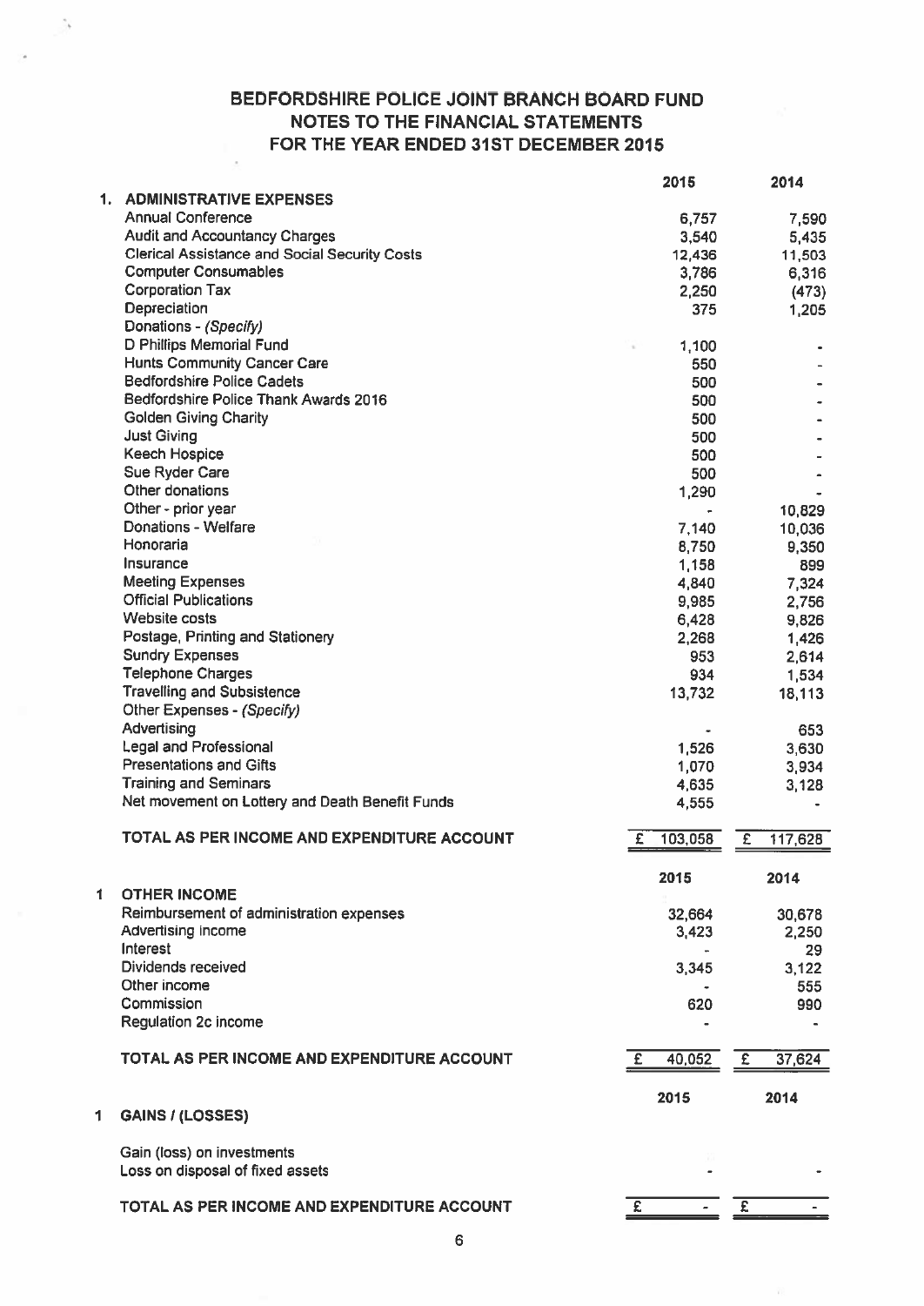# BEDFORDSHIRE POLICE JOINT BRANCH BOARD FUND
## NOTES TO THE FINANCIAL STATEMENTS
## FOR THE YEAR ENDED 31ST DECEMBER 2015

| | 2015 | 2014 |
|---|---|---|
| **1. ADMINISTRATIVE EXPENSES** | | |
| Annual Conference | 6,757 | 7,590 |
| Audit and Accountancy Charges | 3,540 | 5,435 |
| Clerical Assistance and Social Security Costs | 12,436 | 11,503 |
| Computer Consumables | 3,786 | 6,316 |
| Corporation Tax | 2,250 | (473) |
| Depreciation | 375 | 1,205 |
| Donations - *(Specify)* | | |
| D Phillips Memorial Fund | 1,100 | - |
| Hunts Community Cancer Care | 550 | - |
| Bedfordshire Police Cadets | 500 | - |
| Bedfordshire Police Thank Awards 2016 | 500 | - |
| Golden Giving Charity | 500 | - |
| Just Giving | 500 | - |
| Keech Hospice | 500 | - |
| Sue Ryder Care | 500 | - |
| Other donations | 1,290 | - |
| Other - prior year | - | 10,829 |
| Donations - Welfare | 7,140 | 10,036 |
| Honoraria | 8,750 | 9,350 |
| Insurance | 1,158 | 899 |
| Meeting Expenses | 4,840 | 7,324 |
| Official Publications | 9,985 | 2,756 |
| Website costs | 6,428 | 9,826 |
| Postage, Printing and Stationery | 2,268 | 1,426 |
| Sundry Expenses | 953 | 2,614 |
| Telephone Charges | 934 | 1,534 |
| Travelling and Subsistence | 13,732 | 18,113 |
| Other Expenses - *(Specify)* | | |
| Advertising | - | 653 |
| Legal and Professional | 1,526 | 3,630 |
| Presentations and Gifts | 1,070 | 3,934 |
| Training and Seminars | 4,635 | 3,128 |
| Net movement on Lottery and Death Benefit Funds | 4,555 | - |
| **TOTAL AS PER INCOME AND EXPENDITURE ACCOUNT** | £ 103,058 | £ 117,628 |

| | 2015 | 2014 |
|---|---|---|
| **1 OTHER INCOME** | | |
| Reimbursement of administration expenses | 32,664 | 30,678 |
| Advertising income | 3,423 | 2,250 |
| Interest | - | 29 |
| Dividends received | 3,345 | 3,122 |
| Other income | - | 555 |
| Commission | 620 | 990 |
| Regulation 2c income | - | - |
| **TOTAL AS PER INCOME AND EXPENDITURE ACCOUNT** | £ 40,052 | £ 37,624 |

| | 2015 | 2014 |
|---|---|---|
| **1 GAINS / (LOSSES)** | | |
| Gain (loss) on investments | | |
| Loss on disposal of fixed assets | - | - |
| **TOTAL AS PER INCOME AND EXPENDITURE ACCOUNT** | £ - | £ - |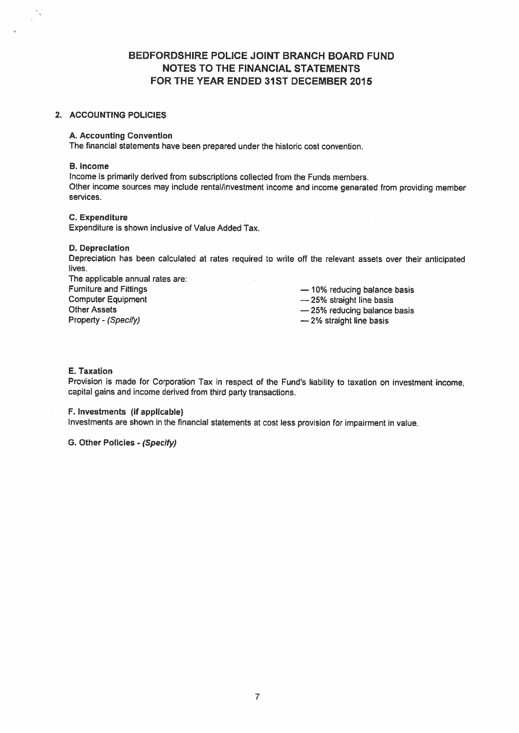# BEDFORDSHIRE POLICE JOINT BRANCH BOARD FUND
# NOTES TO THE FINANCIAL STATEMENTS
# FOR THE YEAR ENDED 31ST DECEMBER 2015

## 2. ACCOUNTING POLICIES

### A. Accounting Convention

The financial statements have been prepared under the historic cost convention.

### B. Income

Income is primarily derived from subscriptions collected from the Funds members.
Other income sources may include rental/investment income and income generated from providing member services.

### C. Expenditure

Expenditure is shown inclusive of Value Added Tax.

### D. Depreciation

Depreciation has been calculated at rates required to write off the relevant assets over their anticipated lives.

The applicable annual rates are:

| | |
|---|---|
| Furniture and Fittings | — 10% reducing balance basis |
| Computer Equipment | — 25% straight line basis |
| Other Assets | — 25% reducing balance basis |
| Property - *(Specify)* | — 2% straight line basis |

### E. Taxation

Provision is made for Corporation Tax in respect of the Fund's liability to taxation on investment income, capital gains and income derived from third party transactions.

### F. Investments (if applicable)

Investments are shown in the financial statements at cost less provision for impairment in value.

### G. Other Policies - *(Specify)*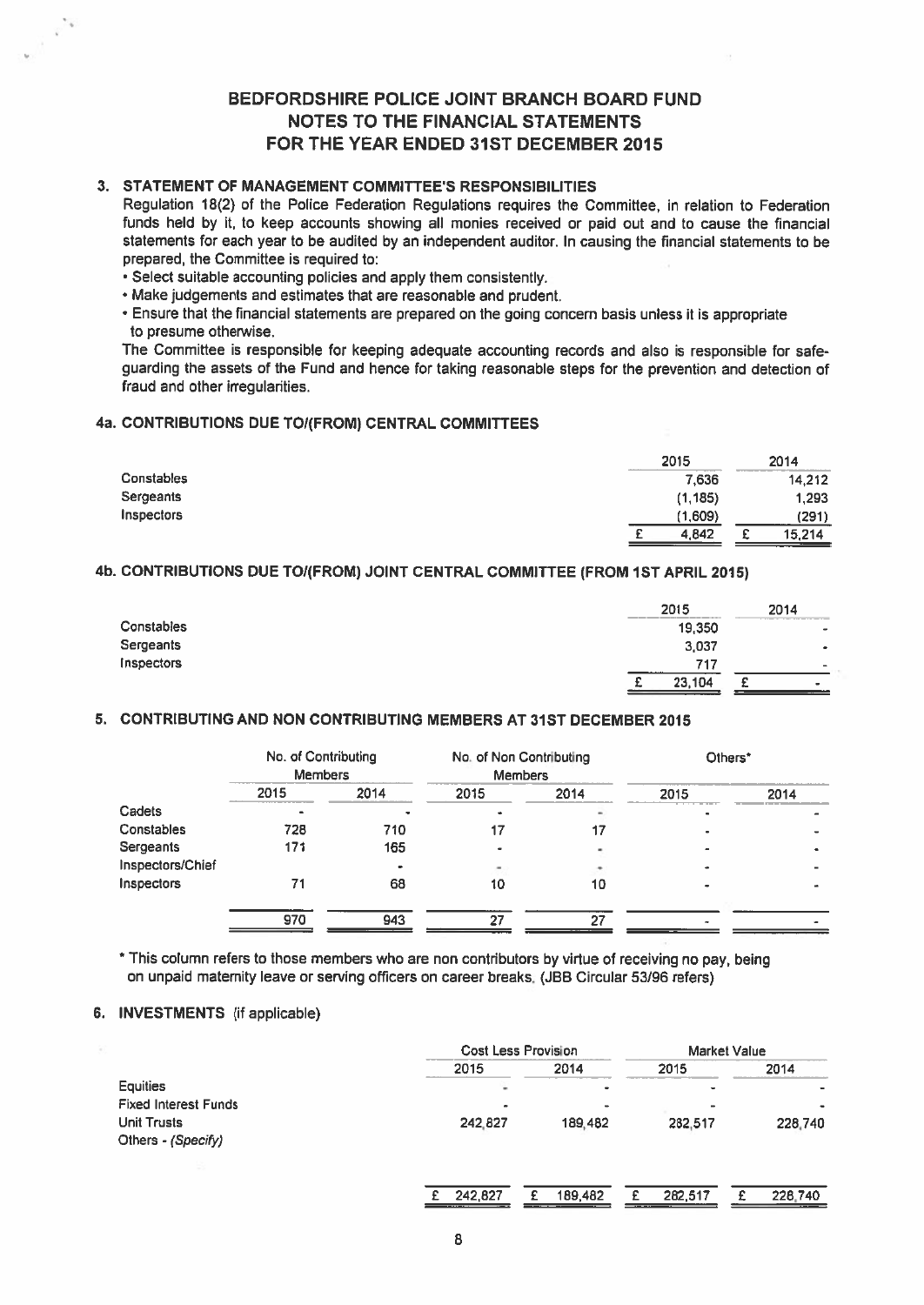# BEDFORDSHIRE POLICE JOINT BRANCH BOARD FUND
# NOTES TO THE FINANCIAL STATEMENTS
# FOR THE YEAR ENDED 31ST DECEMBER 2015

## 3. STATEMENT OF MANAGEMENT COMMITTEE'S RESPONSIBILITIES

Regulation 18(2) of the Police Federation Regulations requires the Committee, in relation to Federation funds held by it, to keep accounts showing all monies received or paid out and to cause the financial statements for each year to be audited by an independent auditor. In causing the financial statements to be prepared, the Committee is required to:

- Select suitable accounting policies and apply them consistently.
- Make judgements and estimates that are reasonable and prudent.
- Ensure that the financial statements are prepared on the going concern basis unless it is appropriate to presume otherwise.

The Committee is responsible for keeping adequate accounting records and also is responsible for safe-guarding the assets of the Fund and hence for taking reasonable steps for the prevention and detection of fraud and other irregularities.

## 4a. CONTRIBUTIONS DUE TO/(FROM) CENTRAL COMMITTEES

| | 2015 | 2014 |
|---|---|---|
| Constables | 7,636 | 14,212 |
| Sergeants | (1,185) | 1,293 |
| Inspectors | (1,609) | (291) |
| | £ 4,842 | £ 15,214 |

## 4b. CONTRIBUTIONS DUE TO/(FROM) JOINT CENTRAL COMMITTEE (FROM 1ST APRIL 2015)

| | 2015 | 2014 |
|---|---|---|
| Constables | 19,350 | - |
| Sergeants | 3,037 | - |
| Inspectors | 717 | - |
| | £ 23,104 | £ - |

## 5. CONTRIBUTING AND NON CONTRIBUTING MEMBERS AT 31ST DECEMBER 2015

| | No. of Contributing Members | | No. of Non Contributing Members | | Others* | |
|---|---|---|---|---|---|---|
| | 2015 | 2014 | 2015 | 2014 | 2015 | 2014 |
| Cadets | - | - | - | - | - | - |
| Constables | 728 | 710 | 17 | 17 | - | - |
| Sergeants | 171 | 165 | - | - | - | - |
| Inspectors/Chief | | - | - | - | - | - |
| Inspectors | 71 | 68 | 10 | 10 | - | - |
| | 970 | 943 | 27 | 27 | - | - |

\* This column refers to those members who are non contributors by virtue of receiving no pay, being on unpaid maternity leave or serving officers on career breaks. (JBB Circular 53/96 refers)

## 6. INVESTMENTS (if applicable)

| | Cost Less Provision | | Market Value | |
|---|---|---|---|---|
| | 2015 | 2014 | 2015 | 2014 |
| Equities | - | - | - | - |
| Fixed Interest Funds | - | - | - | - |
| Unit Trusts | 242,827 | 189,482 | 282,517 | 228,740 |
| Others - *(Specify)* | | | | |
| | £ 242,827 | £ 189,482 | £ 282,517 | £ 228,740 |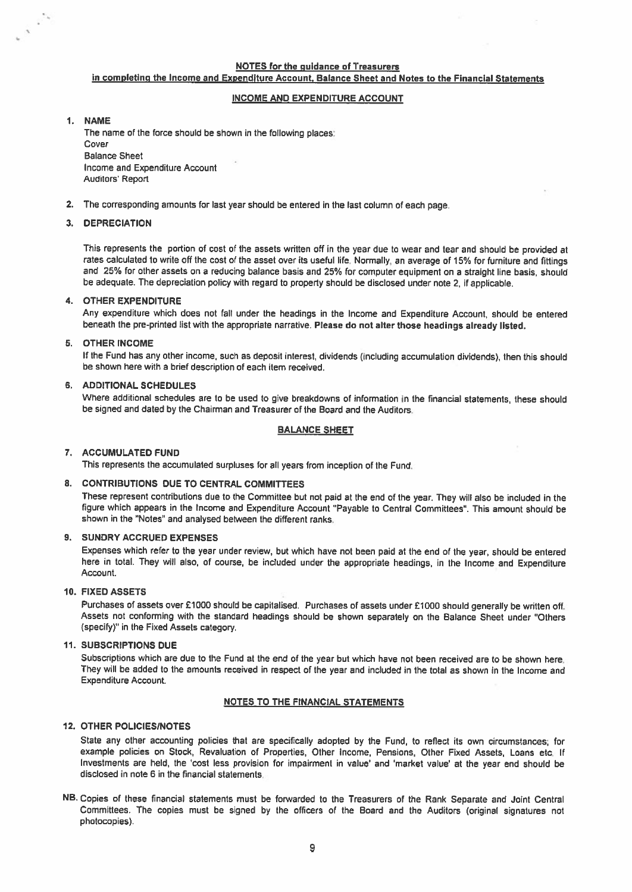## NOTES for the guidance of Treasurers

## in completing the Income and Expenditure Account, Balance Sheet and Notes to the Financial Statements

### INCOME AND EXPENDITURE ACCOUNT

**1. NAME**

The name of the force should be shown in the following places:
Cover
Balance Sheet
Income and Expenditure Account
Auditors' Report

**2.** The corresponding amounts for last year should be entered in the last column of each page.

**3. DEPRECIATION**

This represents the portion of cost of the assets written off in the year due to wear and tear and should be provided at rates calculated to write off the cost of the asset over its useful life. Normally, an average of 15% for furniture and fittings and 25% for other assets on a reducing balance basis and 25% for computer equipment on a straight line basis, should be adequate. The depreciation policy with regard to property should be disclosed under note 2, if applicable.

**4. OTHER EXPENDITURE**

Any expenditure which does not fall under the headings in the Income and Expenditure Account, should be entered beneath the pre-printed list with the appropriate narrative. **Please do not alter those headings already listed.**

**5. OTHER INCOME**

If the Fund has any other income, such as deposit interest, dividends (including accumulation dividends), then this should be shown here with a brief description of each item received.

**6. ADDITIONAL SCHEDULES**

Where additional schedules are to be used to give breakdowns of information in the financial statements, these should be signed and dated by the Chairman and Treasurer of the Board and the Auditors.

### BALANCE SHEET

**7. ACCUMULATED FUND**

This represents the accumulated surpluses for all years from inception of the Fund.

**8. CONTRIBUTIONS DUE TO CENTRAL COMMITTEES**

These represent contributions due to the Committee but not paid at the end of the year. They will also be included in the figure which appears in the Income and Expenditure Account "Payable to Central Committees". This amount should be shown in the "Notes" and analysed between the different ranks.

**9. SUNDRY ACCRUED EXPENSES**

Expenses which refer to the year under review, but which have not been paid at the end of the year, should be entered here in total. They will also, of course, be included under the appropriate headings, in the Income and Expenditure Account.

**10. FIXED ASSETS**

Purchases of assets over £1000 should be capitalised. Purchases of assets under £1000 should generally be written off. Assets not conforming with the standard headings should be shown separately on the Balance Sheet under "Others (specify)" in the Fixed Assets category.

**11. SUBSCRIPTIONS DUE**

Subscriptions which are due to the Fund at the end of the year but which have not been received are to be shown here. They will be added to the amounts received in respect of the year and included in the total as shown in the Income and Expenditure Account.

### NOTES TO THE FINANCIAL STATEMENTS

**12. OTHER POLICIES/NOTES**

State any other accounting policies that are specifically adopted by the Fund, to reflect its own circumstances; for example policies on Stock, Revaluation of Properties, Other Income, Pensions, Other Fixed Assets, Loans etc. If Investments are held, the 'cost less provision for impairment in value' and 'market value' at the year end should be disclosed in note 6 in the financial statements.

**NB.** Copies of these financial statements must be forwarded to the Treasurers of the Rank Separate and Joint Central Committees. The copies must be signed by the officers of the Board and the Auditors (original signatures not photocopies).